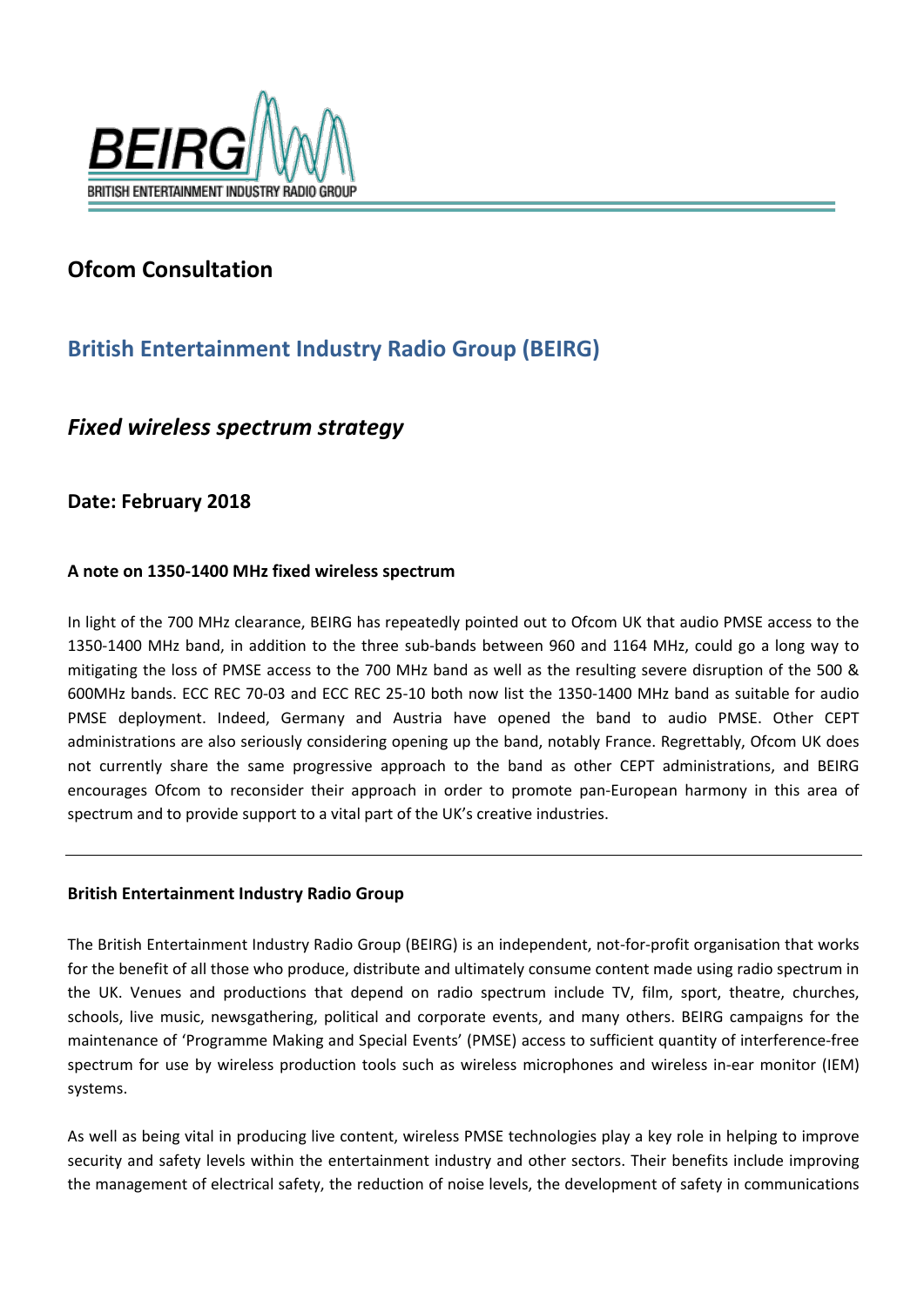BEIRG

BRITISH ENTERTAINMENT INDUSTRY RADIO GROUP

# Ofcom Consultation

## British Entertainment Industry Radio Group (BEIRG)

## *Fixed wireless spectrum strategy*

### Date: February 2018

#### A note on 1350-1400 MHz fixed wireless spectrum

In light of the 700 MHz clearance, BEIRG has repeatedly pointed out to Ofcom UK that audio PMSE access to the 1350-1400 MHz band, in addition to the three sub-bands between 960 and 1164 MHz, could go a long way to mitigating the loss of PMSE access to the 700 MHz band as well as the resulting severe disruption of the 500 & 600MHz bands. ECC REC 70-03 and ECC REC 25-10 both now list the 1350-1400 MHz band as suitable for audio PMSE deployment. Indeed, Germany and Austria have opened the band to audio PMSE. Other CEPT administrations are also seriously considering opening up the band, notably France. Regrettably, Ofcom UK does not currently share the same progressive approach to the band as other CEPT administrations, and BEIRG encourages Ofcom to reconsider their approach in order to promote pan-European harmony in this area of spectrum and to provide support to a vital part of the UK's creative industries.

---

#### British Entertainment Industry Radio Group

The British Entertainment Industry Radio Group (BEIRG) is an independent, not-for-profit organisation that works for the benefit of all those who produce, distribute and ultimately consume content made using radio spectrum in the UK. Venues and productions that depend on radio spectrum include TV, film, sport, theatre, churches, schools, live music, newsgathering, political and corporate events, and many others. BEIRG campaigns for the maintenance of 'Programme Making and Special Events' (PMSE) access to sufficient quantity of interference-free spectrum for use by wireless production tools such as wireless microphones and wireless in-ear monitor (IEM) systems.

As well as being vital in producing live content, wireless PMSE technologies play a key role in helping to improve security and safety levels within the entertainment industry and other sectors. Their benefits include improving the management of electrical safety, the reduction of noise levels, the development of safety in communications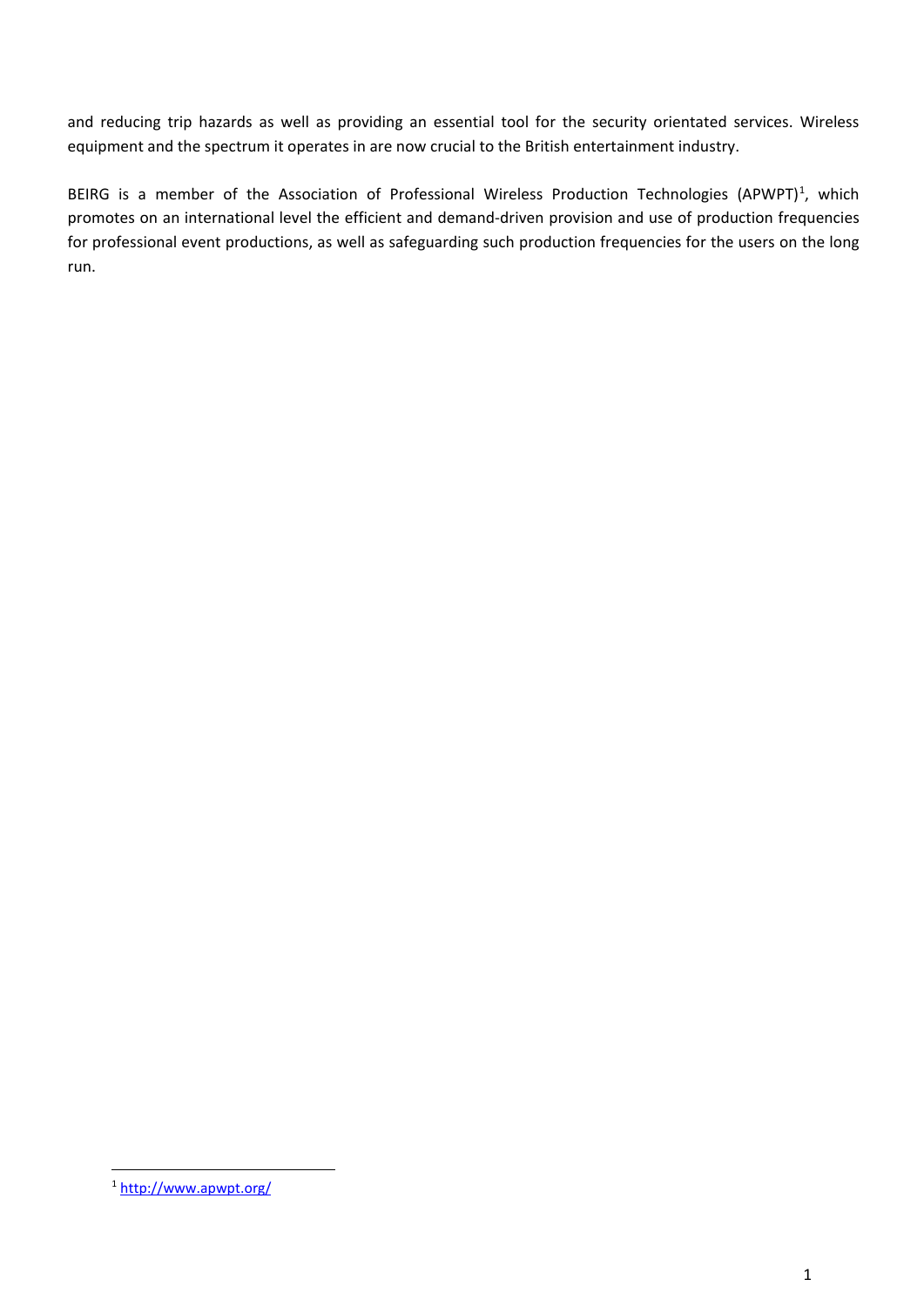and reducing trip hazards as well as providing an essential tool for the security orientated services. Wireless equipment and the spectrum it operates in are now crucial to the British entertainment industry.

BEIRG is a member of the Association of Professional Wireless Production Technologies (APWPT)[1], which promotes on an international level the efficient and demand-driven provision and use of production frequencies for professional event productions, as well as safeguarding such production frequencies for the users on the long run.

[1] http://www.apwpt.org/